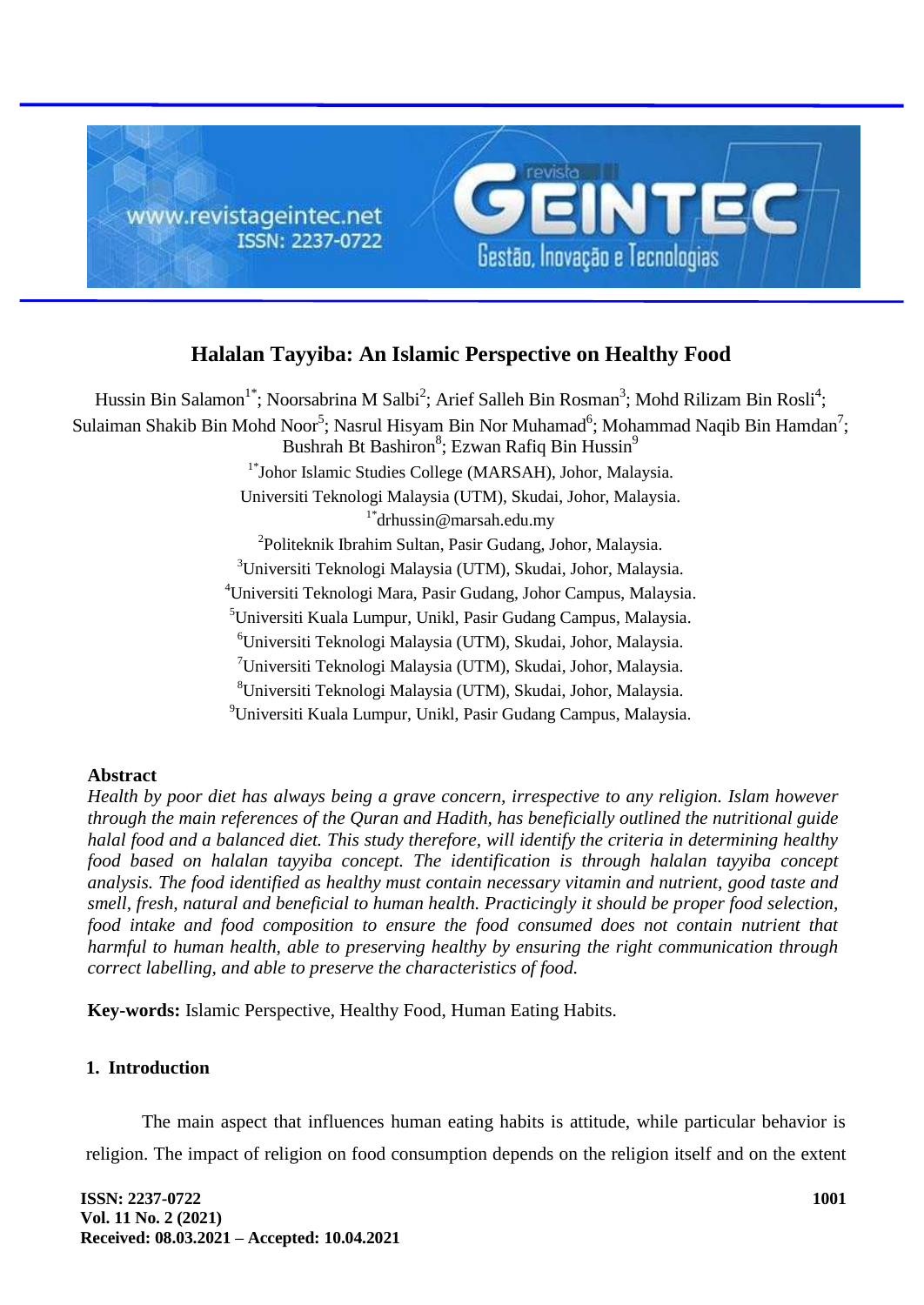# Halalan Tayyiba: An Islamic Perspective on Healthy Food

Hussin Bin Salamon[1*]; Noorsabrina M Salbi[2]; Arief Salleh Bin Rosman[3]; Mohd Rilizam Bin Rosli[4]; Sulaiman Shakib Bin Mohd Noor[5]; Nasrul Hisyam Bin Nor Muhamad[6]; Mohammad Naqib Bin Hamdan[7]; Bushrah Bt Bashiron[8]; Ezwan Rafiq Bin Hussin[9]

[1*]Johor Islamic Studies College (MARSAH), Johor, Malaysia.
Universiti Teknologi Malaysia (UTM), Skudai, Johor, Malaysia.
[1*]drhussin@marsah.edu.my
[2]Politeknik Ibrahim Sultan, Pasir Gudang, Johor, Malaysia.
[3]Universiti Teknologi Malaysia (UTM), Skudai, Johor, Malaysia.
[4]Universiti Teknologi Mara, Pasir Gudang, Johor Campus, Malaysia.
[5]Universiti Kuala Lumpur, Unikl, Pasir Gudang Campus, Malaysia.
[6]Universiti Teknologi Malaysia (UTM), Skudai, Johor, Malaysia.
[7]Universiti Teknologi Malaysia (UTM), Skudai, Johor, Malaysia.
[8]Universiti Teknologi Malaysia (UTM), Skudai, Johor, Malaysia.
[9]Universiti Kuala Lumpur, Unikl, Pasir Gudang Campus, Malaysia.

## Abstract

*Health by poor diet has always being a grave concern, irrespective to any religion. Islam however through the main references of the Quran and Hadith, has beneficially outlined the nutritional guide halal food and a balanced diet. This study therefore, will identify the criteria in determining healthy food based on halalan tayyiba concept. The identification is through halalan tayyiba concept analysis. The food identified as healthy must contain necessary vitamin and nutrient, good taste and smell, fresh, natural and beneficial to human health. Practicingly it should be proper food selection, food intake and food composition to ensure the food consumed does not contain nutrient that harmful to human health, able to preserving healthy by ensuring the right communication through correct labelling, and able to preserve the characteristics of food.*

**Key-words:** Islamic Perspective, Healthy Food, Human Eating Habits.

## 1. Introduction

The main aspect that influences human eating habits is attitude, while particular behavior is religion. The impact of religion on food consumption depends on the religion itself and on the extent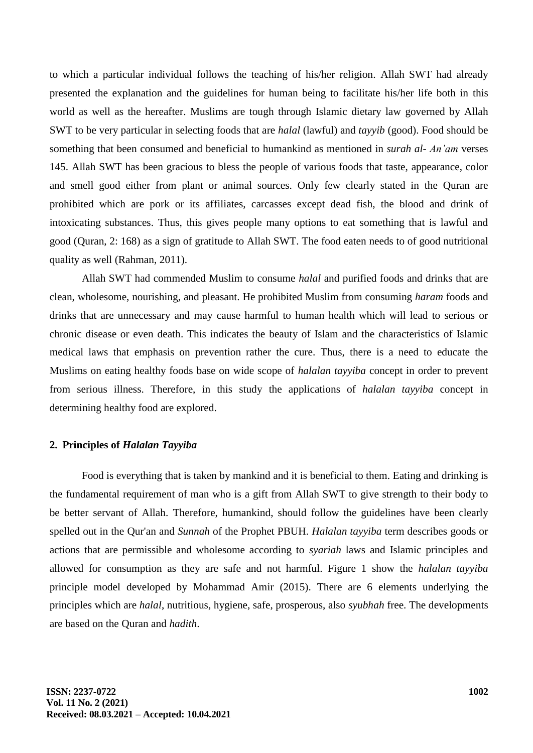to which a particular individual follows the teaching of his/her religion. Allah SWT had already presented the explanation and the guidelines for human being to facilitate his/her life both in this world as well as the hereafter. Muslims are tough through Islamic dietary law governed by Allah SWT to be very particular in selecting foods that are *halal* (lawful) and *tayyib* (good). Food should be something that been consumed and beneficial to humankind as mentioned in *surah al- An'am* verses 145. Allah SWT has been gracious to bless the people of various foods that taste, appearance, color and smell good either from plant or animal sources. Only few clearly stated in the Quran are prohibited which are pork or its affiliates, carcasses except dead fish, the blood and drink of intoxicating substances. Thus, this gives people many options to eat something that is lawful and good (Quran, 2: 168) as a sign of gratitude to Allah SWT. The food eaten needs to of good nutritional quality as well (Rahman, 2011).

Allah SWT had commended Muslim to consume *halal* and purified foods and drinks that are clean, wholesome, nourishing, and pleasant. He prohibited Muslim from consuming *haram* foods and drinks that are unnecessary and may cause harmful to human health which will lead to serious or chronic disease or even death. This indicates the beauty of Islam and the characteristics of Islamic medical laws that emphasis on prevention rather the cure. Thus, there is a need to educate the Muslims on eating healthy foods base on wide scope of *halalan tayyiba* concept in order to prevent from serious illness. Therefore, in this study the applications of *halalan tayyiba* concept in determining healthy food are explored.

## 2. Principles of *Halalan Tayyiba*

Food is everything that is taken by mankind and it is beneficial to them. Eating and drinking is the fundamental requirement of man who is a gift from Allah SWT to give strength to their body to be better servant of Allah. Therefore, humankind, should follow the guidelines have been clearly spelled out in the Qur'an and *Sunnah* of the Prophet PBUH. *Halalan tayyiba* term describes goods or actions that are permissible and wholesome according to *syariah* laws and Islamic principles and allowed for consumption as they are safe and not harmful. Figure 1 show the *halalan tayyiba* principle model developed by Mohammad Amir (2015). There are 6 elements underlying the principles which are *halal*, nutritious, hygiene, safe, prosperous, also *syubhah* free. The developments are based on the Quran and *hadith*.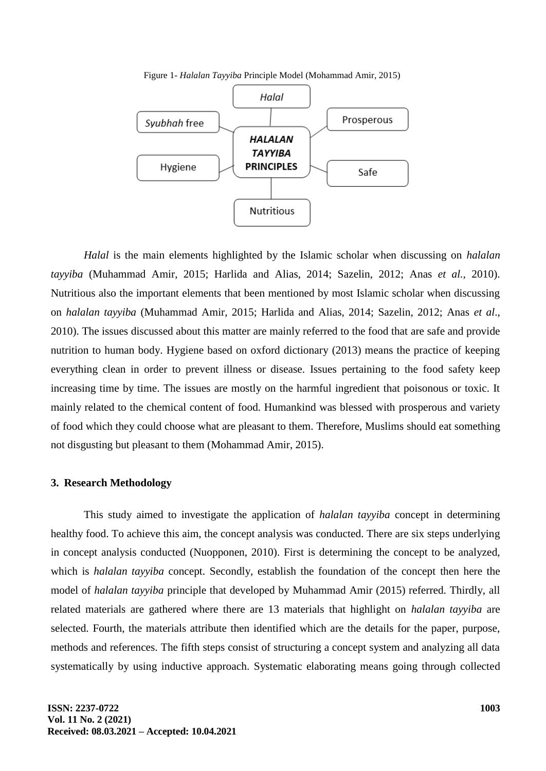Figure 1- *Halalan Tayyiba* Principle Model (Mohammad Amir, 2015)

*Halal*

*Syubhah* free

Prosperous

***HALALAN TAYYIBA*** **PRINCIPLES**

Hygiene

Safe

Nutritious

*Halal* is the main elements highlighted by the Islamic scholar when discussing on *halalan tayyiba* (Muhammad Amir, 2015; Harlida and Alias, 2014; Sazelin, 2012; Anas *et al.,* 2010). Nutritious also the important elements that been mentioned by most Islamic scholar when discussing on *halalan tayyiba* (Muhammad Amir, 2015; Harlida and Alias, 2014; Sazelin, 2012; Anas *et al*., 2010). The issues discussed about this matter are mainly referred to the food that are safe and provide nutrition to human body. Hygiene based on oxford dictionary (2013) means the practice of keeping everything clean in order to prevent illness or disease. Issues pertaining to the food safety keep increasing time by time. The issues are mostly on the harmful ingredient that poisonous or toxic. It mainly related to the chemical content of food. Humankind was blessed with prosperous and variety of food which they could choose what are pleasant to them. Therefore, Muslims should eat something not disgusting but pleasant to them (Mohammad Amir, 2015).

## 3. Research Methodology

This study aimed to investigate the application of *halalan tayyiba* concept in determining healthy food. To achieve this aim, the concept analysis was conducted. There are six steps underlying in concept analysis conducted (Nuopponen, 2010). First is determining the concept to be analyzed, which is *halalan tayyiba* concept. Secondly, establish the foundation of the concept then here the model of *halalan tayyiba* principle that developed by Muhammad Amir (2015) referred. Thirdly, all related materials are gathered where there are 13 materials that highlight on *halalan tayyiba* are selected. Fourth, the materials attribute then identified which are the details for the paper, purpose, methods and references. The fifth steps consist of structuring a concept system and analyzing all data systematically by using inductive approach. Systematic elaborating means going through collected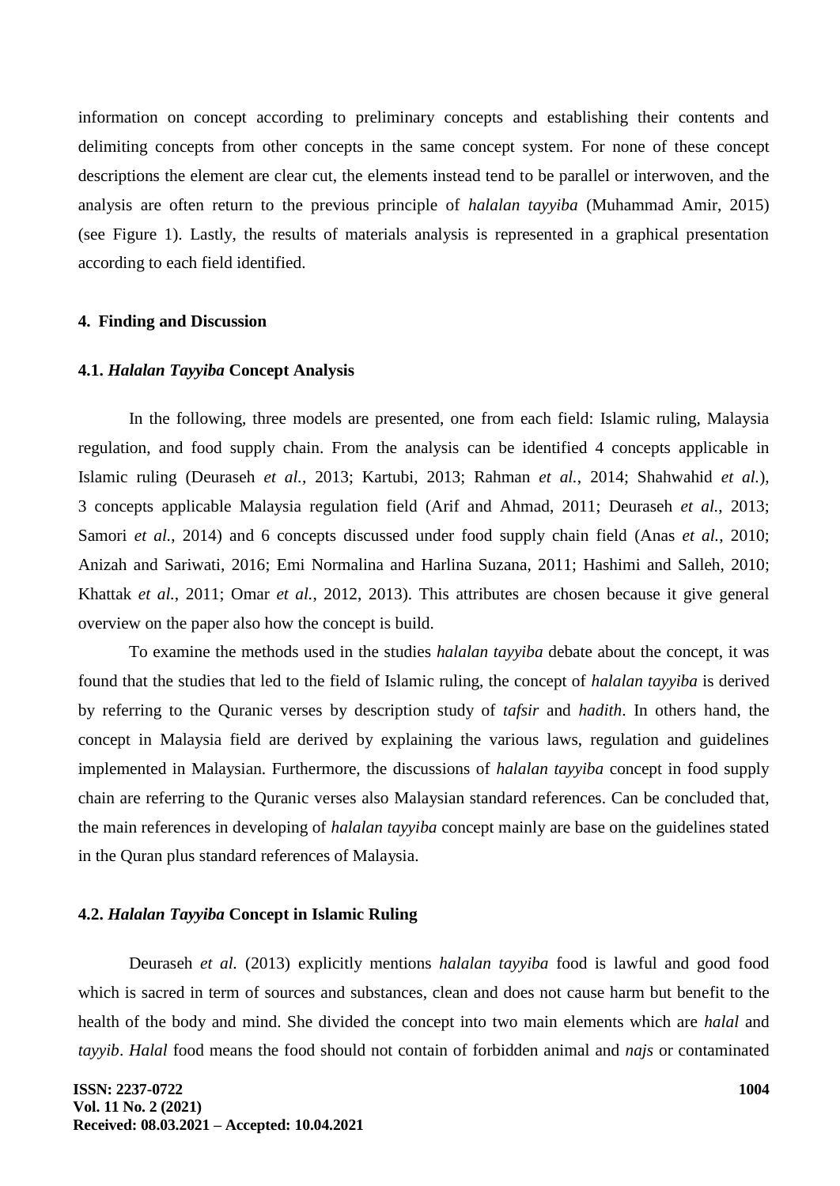information on concept according to preliminary concepts and establishing their contents and delimiting concepts from other concepts in the same concept system. For none of these concept descriptions the element are clear cut, the elements instead tend to be parallel or interwoven, and the analysis are often return to the previous principle of *halalan tayyiba* (Muhammad Amir, 2015) (see Figure 1). Lastly, the results of materials analysis is represented in a graphical presentation according to each field identified.

## 4. Finding and Discussion

### 4.1. *Halalan Tayyiba* Concept Analysis

In the following, three models are presented, one from each field: Islamic ruling, Malaysia regulation, and food supply chain. From the analysis can be identified 4 concepts applicable in Islamic ruling (Deuraseh *et al.*, 2013; Kartubi, 2013; Rahman *et al.*, 2014; Shahwahid *et al.*), 3 concepts applicable Malaysia regulation field (Arif and Ahmad, 2011; Deuraseh *et al.*, 2013; Samori *et al.*, 2014) and 6 concepts discussed under food supply chain field (Anas *et al.*, 2010; Anizah and Sariwati, 2016; Emi Normalina and Harlina Suzana, 2011; Hashimi and Salleh, 2010; Khattak *et al.*, 2011; Omar *et al.*, 2012, 2013). This attributes are chosen because it give general overview on the paper also how the concept is build.

To examine the methods used in the studies *halalan tayyiba* debate about the concept, it was found that the studies that led to the field of Islamic ruling, the concept of *halalan tayyiba* is derived by referring to the Quranic verses by description study of *tafsir* and *hadith*. In others hand, the concept in Malaysia field are derived by explaining the various laws, regulation and guidelines implemented in Malaysian. Furthermore, the discussions of *halalan tayyiba* concept in food supply chain are referring to the Quranic verses also Malaysian standard references. Can be concluded that, the main references in developing of *halalan tayyiba* concept mainly are base on the guidelines stated in the Quran plus standard references of Malaysia.

### 4.2. *Halalan Tayyiba* Concept in Islamic Ruling

Deuraseh *et al.* (2013) explicitly mentions *halalan tayyiba* food is lawful and good food which is sacred in term of sources and substances, clean and does not cause harm but benefit to the health of the body and mind. She divided the concept into two main elements which are *halal* and *tayyib*. *Halal* food means the food should not contain of forbidden animal and *najs* or contaminated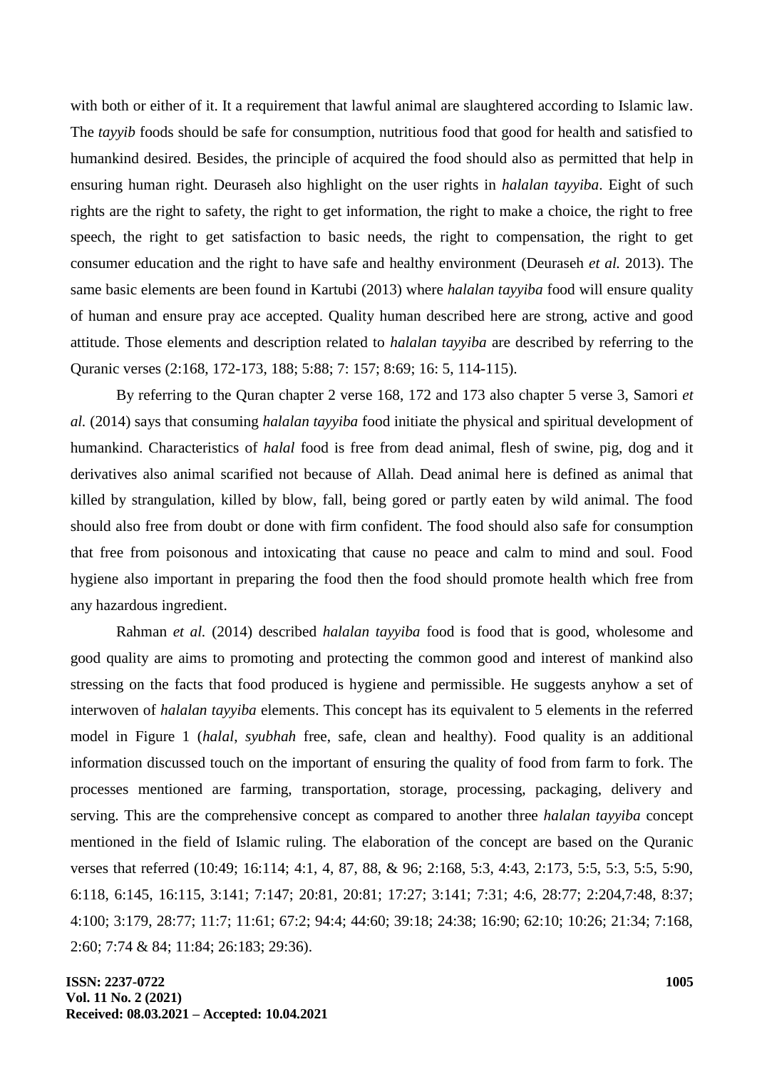with both or either of it. It a requirement that lawful animal are slaughtered according to Islamic law. The *tayyib* foods should be safe for consumption, nutritious food that good for health and satisfied to humankind desired. Besides, the principle of acquired the food should also as permitted that help in ensuring human right. Deuraseh also highlight on the user rights in *halalan tayyiba*. Eight of such rights are the right to safety, the right to get information, the right to make a choice, the right to free speech, the right to get satisfaction to basic needs, the right to compensation, the right to get consumer education and the right to have safe and healthy environment (Deuraseh *et al.* 2013). The same basic elements are been found in Kartubi (2013) where *halalan tayyiba* food will ensure quality of human and ensure pray ace accepted. Quality human described here are strong, active and good attitude. Those elements and description related to *halalan tayyiba* are described by referring to the Quranic verses (2:168, 172-173, 188; 5:88; 7: 157; 8:69; 16: 5, 114-115).

By referring to the Quran chapter 2 verse 168, 172 and 173 also chapter 5 verse 3, Samori *et al.* (2014) says that consuming *halalan tayyiba* food initiate the physical and spiritual development of humankind. Characteristics of *halal* food is free from dead animal, flesh of swine, pig, dog and it derivatives also animal scarified not because of Allah. Dead animal here is defined as animal that killed by strangulation, killed by blow, fall, being gored or partly eaten by wild animal. The food should also free from doubt or done with firm confident. The food should also safe for consumption that free from poisonous and intoxicating that cause no peace and calm to mind and soul. Food hygiene also important in preparing the food then the food should promote health which free from any hazardous ingredient.

Rahman *et al.* (2014) described *halalan tayyiba* food is food that is good, wholesome and good quality are aims to promoting and protecting the common good and interest of mankind also stressing on the facts that food produced is hygiene and permissible. He suggests anyhow a set of interwoven of *halalan tayyiba* elements. This concept has its equivalent to 5 elements in the referred model in Figure 1 (*halal*, *syubhah* free, safe, clean and healthy). Food quality is an additional information discussed touch on the important of ensuring the quality of food from farm to fork. The processes mentioned are farming, transportation, storage, processing, packaging, delivery and serving. This are the comprehensive concept as compared to another three *halalan tayyiba* concept mentioned in the field of Islamic ruling. The elaboration of the concept are based on the Quranic verses that referred (10:49; 16:114; 4:1, 4, 87, 88, & 96; 2:168, 5:3, 4:43, 2:173, 5:5, 5:3, 5:5, 5:90, 6:118, 6:145, 16:115, 3:141; 7:147; 20:81, 20:81; 17:27; 3:141; 7:31; 4:6, 28:77; 2:204,7:48, 8:37; 4:100; 3:179, 28:77; 11:7; 11:61; 67:2; 94:4; 44:60; 39:18; 24:38; 16:90; 62:10; 10:26; 21:34; 7:168, 2:60; 7:74 & 84; 11:84; 26:183; 29:36).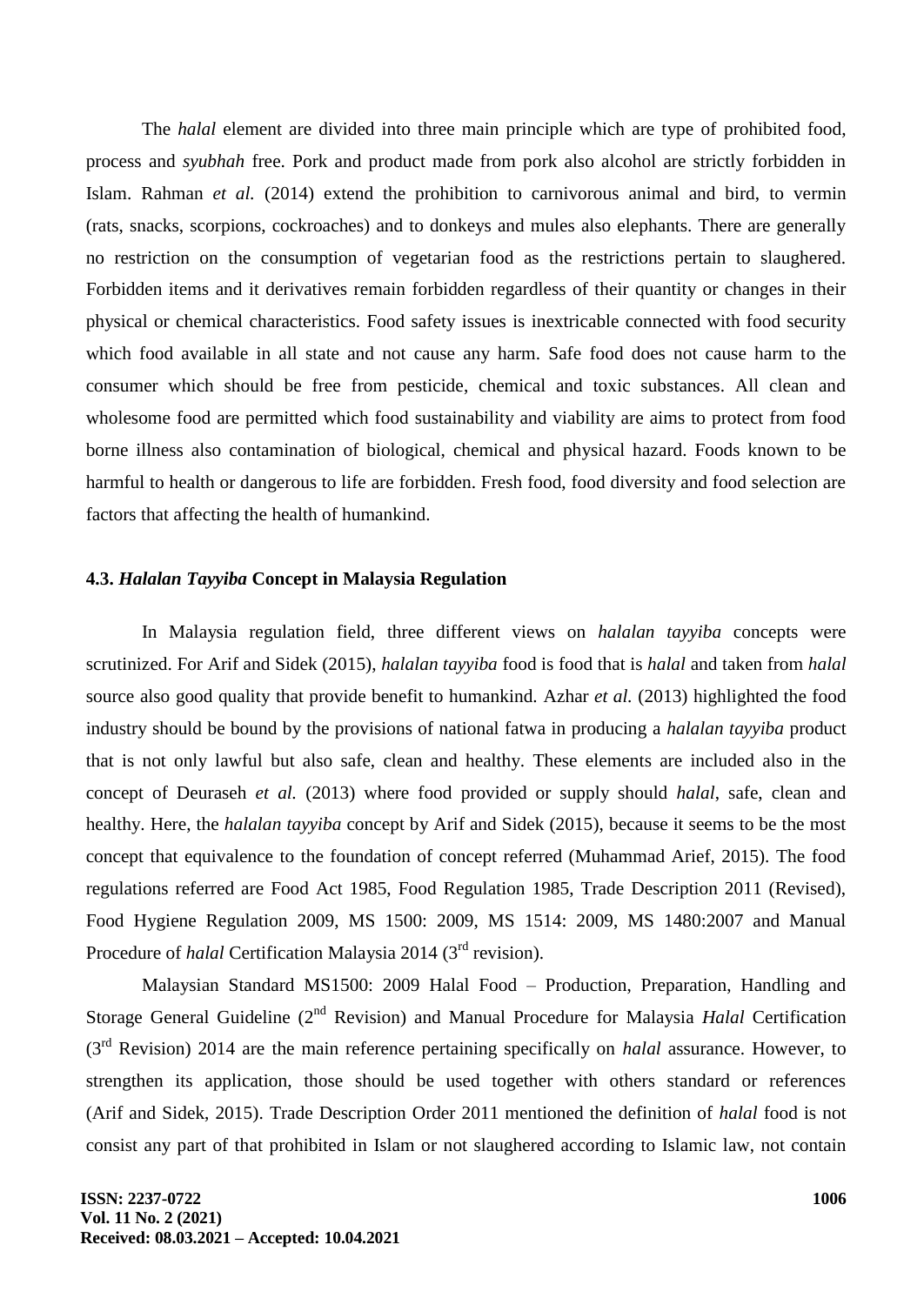The *halal* element are divided into three main principle which are type of prohibited food, process and *syubhah* free. Pork and product made from pork also alcohol are strictly forbidden in Islam. Rahman *et al.* (2014) extend the prohibition to carnivorous animal and bird, to vermin (rats, snacks, scorpions, cockroaches) and to donkeys and mules also elephants. There are generally no restriction on the consumption of vegetarian food as the restrictions pertain to slaughered. Forbidden items and it derivatives remain forbidden regardless of their quantity or changes in their physical or chemical characteristics. Food safety issues is inextricable connected with food security which food available in all state and not cause any harm. Safe food does not cause harm to the consumer which should be free from pesticide, chemical and toxic substances. All clean and wholesome food are permitted which food sustainability and viability are aims to protect from food borne illness also contamination of biological, chemical and physical hazard. Foods known to be harmful to health or dangerous to life are forbidden. Fresh food, food diversity and food selection are factors that affecting the health of humankind.

### 4.3. *Halalan Tayyiba* Concept in Malaysia Regulation

In Malaysia regulation field, three different views on *halalan tayyiba* concepts were scrutinized. For Arif and Sidek (2015), *halalan tayyiba* food is food that is *halal* and taken from *halal* source also good quality that provide benefit to humankind. Azhar *et al.* (2013) highlighted the food industry should be bound by the provisions of national fatwa in producing a *halalan tayyiba* product that is not only lawful but also safe, clean and healthy. These elements are included also in the concept of Deuraseh *et al.* (2013) where food provided or supply should *halal*, safe, clean and healthy. Here, the *halalan tayyiba* concept by Arif and Sidek (2015), because it seems to be the most concept that equivalence to the foundation of concept referred (Muhammad Arief, 2015). The food regulations referred are Food Act 1985, Food Regulation 1985, Trade Description 2011 (Revised), Food Hygiene Regulation 2009, MS 1500: 2009, MS 1514: 2009, MS 1480:2007 and Manual Procedure of *halal* Certification Malaysia 2014 (3rd revision).

Malaysian Standard MS1500: 2009 Halal Food – Production, Preparation, Handling and Storage General Guideline (2nd Revision) and Manual Procedure for Malaysia *Halal* Certification (3rd Revision) 2014 are the main reference pertaining specifically on *halal* assurance. However, to strengthen its application, those should be used together with others standard or references (Arif and Sidek, 2015). Trade Description Order 2011 mentioned the definition of *halal* food is not consist any part of that prohibited in Islam or not slaughered according to Islamic law, not contain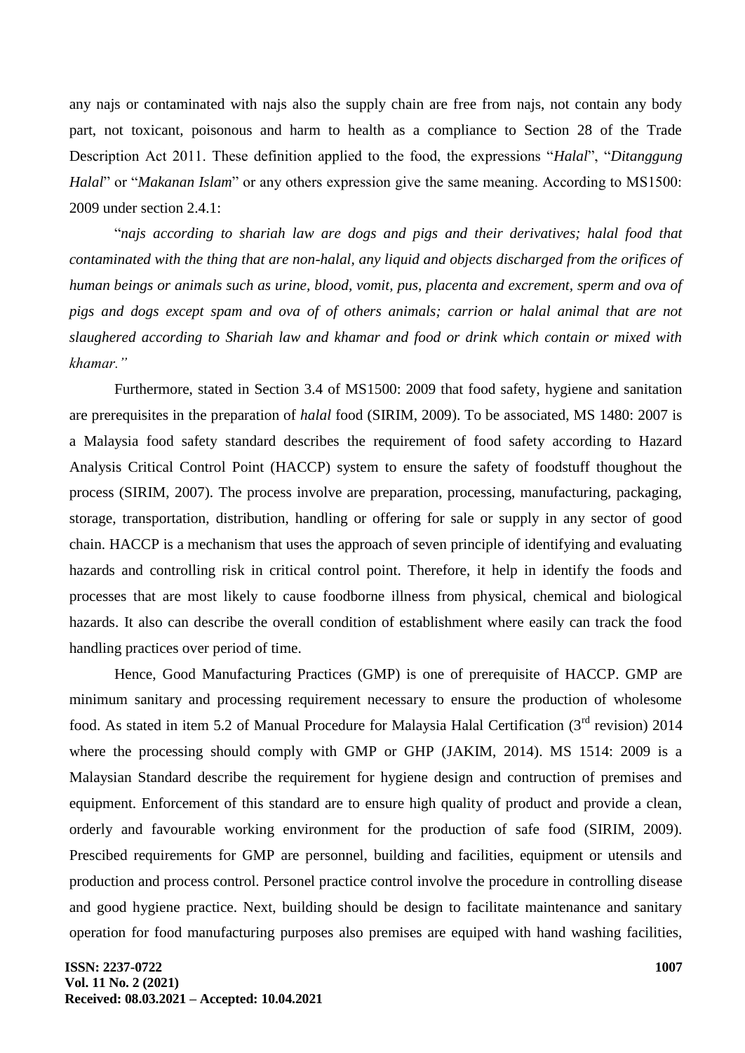any najs or contaminated with najs also the supply chain are free from najs, not contain any body part, not toxicant, poisonous and harm to health as a compliance to Section 28 of the Trade Description Act 2011. These definition applied to the food, the expressions "*Halal*", "*Ditanggung Halal*" or "*Makanan Islam*" or any others expression give the same meaning. According to MS1500: 2009 under section 2.4.1:

"*najs according to shariah law are dogs and pigs and their derivatives; halal food that contaminated with the thing that are non-halal, any liquid and objects discharged from the orifices of human beings or animals such as urine, blood, vomit, pus, placenta and excrement, sperm and ova of pigs and dogs except spam and ova of of others animals; carrion or halal animal that are not slaughered according to Shariah law and khamar and food or drink which contain or mixed with khamar.*"

Furthermore, stated in Section 3.4 of MS1500: 2009 that food safety, hygiene and sanitation are prerequisites in the preparation of *halal* food (SIRIM, 2009). To be associated, MS 1480: 2007 is a Malaysia food safety standard describes the requirement of food safety according to Hazard Analysis Critical Control Point (HACCP) system to ensure the safety of foodstuff thoughout the process (SIRIM, 2007). The process involve are preparation, processing, manufacturing, packaging, storage, transportation, distribution, handling or offering for sale or supply in any sector of good chain. HACCP is a mechanism that uses the approach of seven principle of identifying and evaluating hazards and controlling risk in critical control point. Therefore, it help in identify the foods and processes that are most likely to cause foodborne illness from physical, chemical and biological hazards. It also can describe the overall condition of establishment where easily can track the food handling practices over period of time.

Hence, Good Manufacturing Practices (GMP) is one of prerequisite of HACCP. GMP are minimum sanitary and processing requirement necessary to ensure the production of wholesome food. As stated in item 5.2 of Manual Procedure for Malaysia Halal Certification (3rd revision) 2014 where the processing should comply with GMP or GHP (JAKIM, 2014). MS 1514: 2009 is a Malaysian Standard describe the requirement for hygiene design and contruction of premises and equipment. Enforcement of this standard are to ensure high quality of product and provide a clean, orderly and favourable working environment for the production of safe food (SIRIM, 2009). Prescibed requirements for GMP are personnel, building and facilities, equipment or utensils and production and process control. Personel practice control involve the procedure in controlling disease and good hygiene practice. Next, building should be design to facilitate maintenance and sanitary operation for food manufacturing purposes also premises are equiped with hand washing facilities,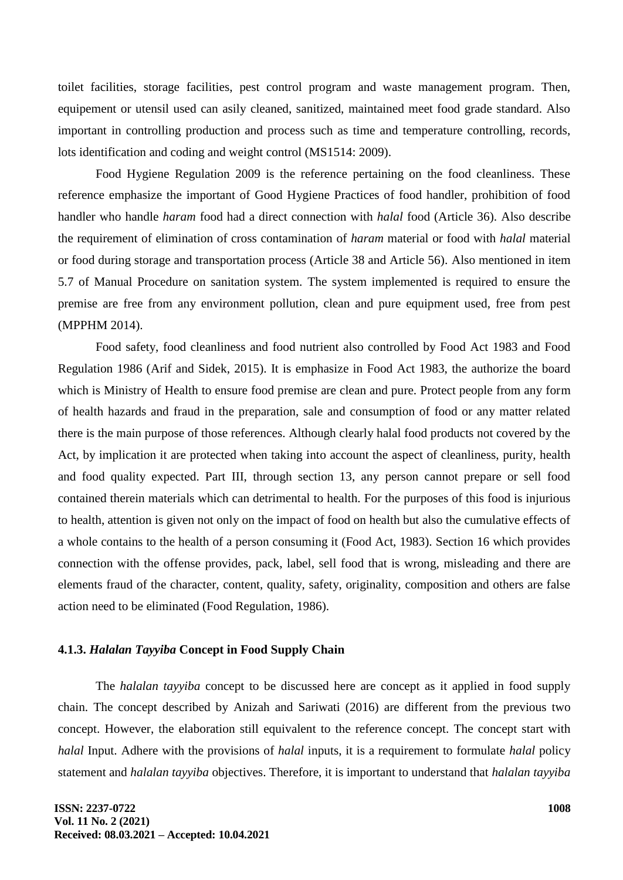toilet facilities, storage facilities, pest control program and waste management program. Then, equipement or utensil used can asily cleaned, sanitized, maintained meet food grade standard. Also important in controlling production and process such as time and temperature controlling, records, lots identification and coding and weight control (MS1514: 2009).

Food Hygiene Regulation 2009 is the reference pertaining on the food cleanliness. These reference emphasize the important of Good Hygiene Practices of food handler, prohibition of food handler who handle *haram* food had a direct connection with *halal* food (Article 36). Also describe the requirement of elimination of cross contamination of *haram* material or food with *halal* material or food during storage and transportation process (Article 38 and Article 56). Also mentioned in item 5.7 of Manual Procedure on sanitation system. The system implemented is required to ensure the premise are free from any environment pollution, clean and pure equipment used, free from pest (MPPHM 2014).

Food safety, food cleanliness and food nutrient also controlled by Food Act 1983 and Food Regulation 1986 (Arif and Sidek, 2015). It is emphasize in Food Act 1983, the authorize the board which is Ministry of Health to ensure food premise are clean and pure. Protect people from any form of health hazards and fraud in the preparation, sale and consumption of food or any matter related there is the main purpose of those references. Although clearly halal food products not covered by the Act, by implication it are protected when taking into account the aspect of cleanliness, purity, health and food quality expected. Part III, through section 13, any person cannot prepare or sell food contained therein materials which can detrimental to health. For the purposes of this food is injurious to health, attention is given not only on the impact of food on health but also the cumulative effects of a whole contains to the health of a person consuming it (Food Act, 1983). Section 16 which provides connection with the offense provides, pack, label, sell food that is wrong, misleading and there are elements fraud of the character, content, quality, safety, originality, composition and others are false action need to be eliminated (Food Regulation, 1986).

#### 4.1.3. *Halalan Tayyiba* Concept in Food Supply Chain

The *halalan tayyiba* concept to be discussed here are concept as it applied in food supply chain. The concept described by Anizah and Sariwati (2016) are different from the previous two concept. However, the elaboration still equivalent to the reference concept. The concept start with *halal* Input. Adhere with the provisions of *halal* inputs, it is a requirement to formulate *halal* policy statement and *halalan tayyiba* objectives. Therefore, it is important to understand that *halalan tayyiba*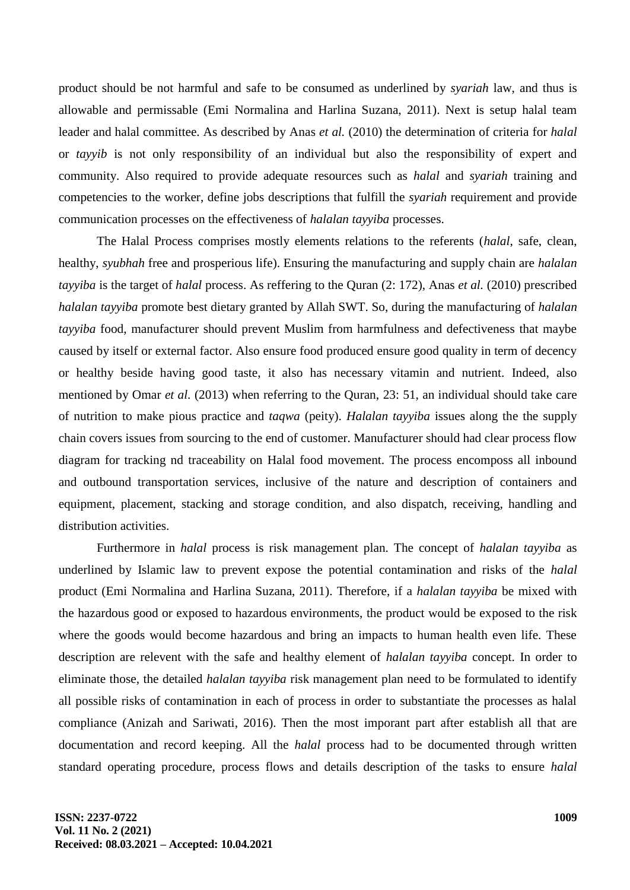product should be not harmful and safe to be consumed as underlined by *syariah* law, and thus is allowable and permissable (Emi Normalina and Harlina Suzana, 2011). Next is setup halal team leader and halal committee. As described by Anas *et al.* (2010) the determination of criteria for *halal* or *tayyib* is not only responsibility of an individual but also the responsibility of expert and community. Also required to provide adequate resources such as *halal* and *syariah* training and competencies to the worker, define jobs descriptions that fulfill the *syariah* requirement and provide communication processes on the effectiveness of *halalan tayyiba* processes.

The Halal Process comprises mostly elements relations to the referents (*halal*, safe, clean, healthy, *syubhah* free and prosperious life). Ensuring the manufacturing and supply chain are *halalan tayyiba* is the target of *halal* process. As reffering to the Quran (2: 172), Anas *et al.* (2010) prescribed *halalan tayyiba* promote best dietary granted by Allah SWT. So, during the manufacturing of *halalan tayyiba* food, manufacturer should prevent Muslim from harmfulness and defectiveness that maybe caused by itself or external factor. Also ensure food produced ensure good quality in term of decency or healthy beside having good taste, it also has necessary vitamin and nutrient. Indeed, also mentioned by Omar *et al*. (2013) when referring to the Quran, 23: 51, an individual should take care of nutrition to make pious practice and *taqwa* (peity). *Halalan tayyiba* issues along the the supply chain covers issues from sourcing to the end of customer. Manufacturer should had clear process flow diagram for tracking nd traceability on Halal food movement. The process encomposs all inbound and outbound transportation services, inclusive of the nature and description of containers and equipment, placement, stacking and storage condition, and also dispatch, receiving, handling and distribution activities.

Furthermore in *halal* process is risk management plan. The concept of *halalan tayyiba* as underlined by Islamic law to prevent expose the potential contamination and risks of the *halal* product (Emi Normalina and Harlina Suzana, 2011). Therefore, if a *halalan tayyiba* be mixed with the hazardous good or exposed to hazardous environments, the product would be exposed to the risk where the goods would become hazardous and bring an impacts to human health even life. These description are relevent with the safe and healthy element of *halalan tayyiba* concept. In order to eliminate those, the detailed *halalan tayyiba* risk management plan need to be formulated to identify all possible risks of contamination in each of process in order to substantiate the processes as halal compliance (Anizah and Sariwati, 2016). Then the most imporant part after establish all that are documentation and record keeping. All the *halal* process had to be documented through written standard operating procedure, process flows and details description of the tasks to ensure *halal*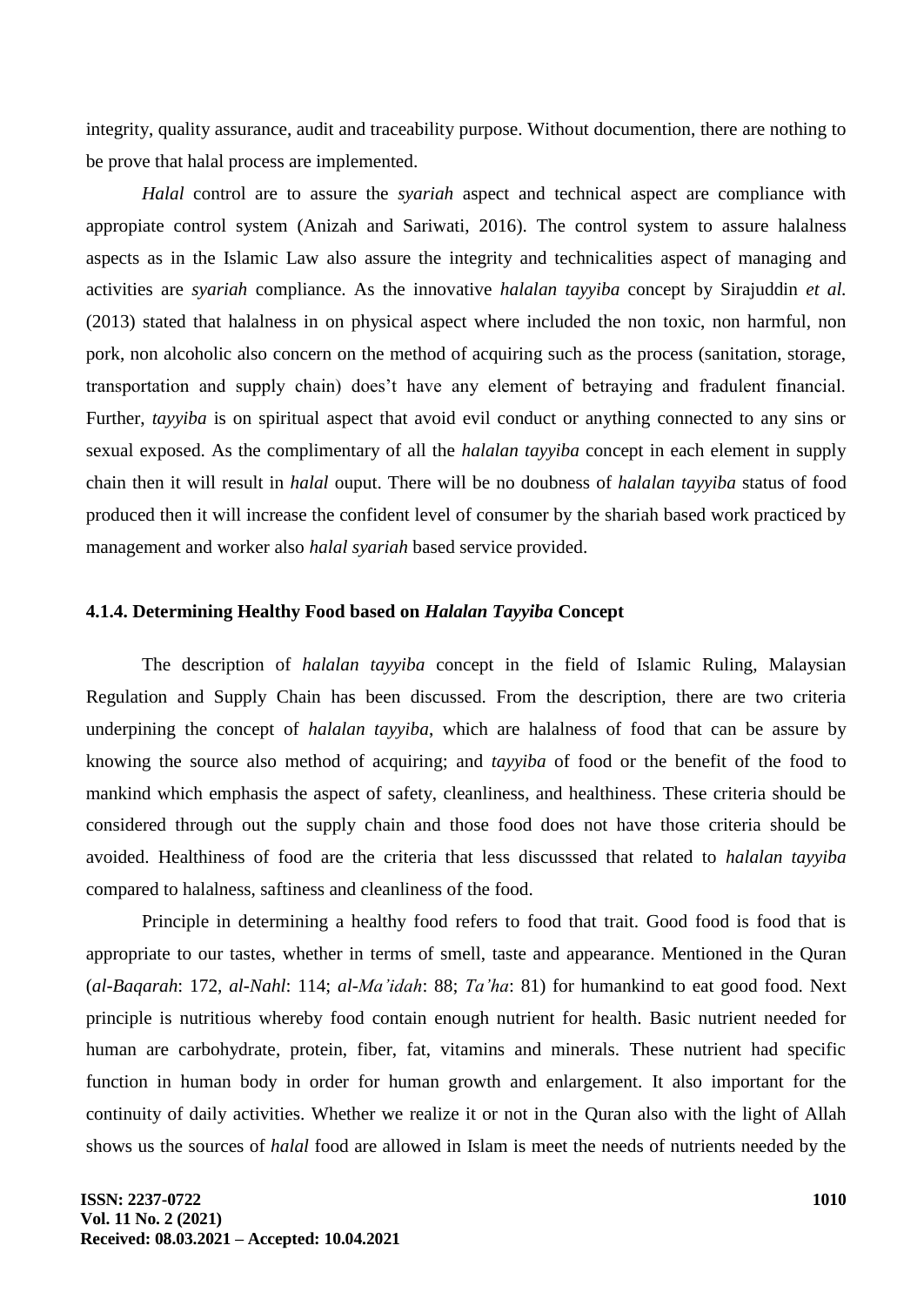integrity, quality assurance, audit and traceability purpose. Without documention, there are nothing to be prove that halal process are implemented.

*Halal* control are to assure the *syariah* aspect and technical aspect are compliance with appropiate control system (Anizah and Sariwati, 2016). The control system to assure halalness aspects as in the Islamic Law also assure the integrity and technicalities aspect of managing and activities are *syariah* compliance. As the innovative *halalan tayyiba* concept by Sirajuddin *et al.* (2013) stated that halalness in on physical aspect where included the non toxic, non harmful, non pork, non alcoholic also concern on the method of acquiring such as the process (sanitation, storage, transportation and supply chain) does't have any element of betraying and fradulent financial. Further, *tayyiba* is on spiritual aspect that avoid evil conduct or anything connected to any sins or sexual exposed. As the complimentary of all the *halalan tayyiba* concept in each element in supply chain then it will result in *halal* ouput. There will be no doubness of *halalan tayyiba* status of food produced then it will increase the confident level of consumer by the shariah based work practiced by management and worker also *halal syariah* based service provided.

#### 4.1.4. Determining Healthy Food based on *Halalan Tayyiba* Concept

The description of *halalan tayyiba* concept in the field of Islamic Ruling, Malaysian Regulation and Supply Chain has been discussed. From the description, there are two criteria underpining the concept of *halalan tayyiba*, which are halalness of food that can be assure by knowing the source also method of acquiring; and *tayyiba* of food or the benefit of the food to mankind which emphasis the aspect of safety, cleanliness, and healthiness. These criteria should be considered through out the supply chain and those food does not have those criteria should be avoided. Healthiness of food are the criteria that less discusssed that related to *halalan tayyiba* compared to halalness, saftiness and cleanliness of the food.

Principle in determining a healthy food refers to food that trait. Good food is food that is appropriate to our tastes, whether in terms of smell, taste and appearance. Mentioned in the Quran (*al-Baqarah*: 172, *al-Nahl*: 114; *al-Ma'idah*: 88; *Ta'ha*: 81) for humankind to eat good food. Next principle is nutritious whereby food contain enough nutrient for health. Basic nutrient needed for human are carbohydrate, protein, fiber, fat, vitamins and minerals. These nutrient had specific function in human body in order for human growth and enlargement. It also important for the continuity of daily activities. Whether we realize it or not in the Quran also with the light of Allah shows us the sources of *halal* food are allowed in Islam is meet the needs of nutrients needed by the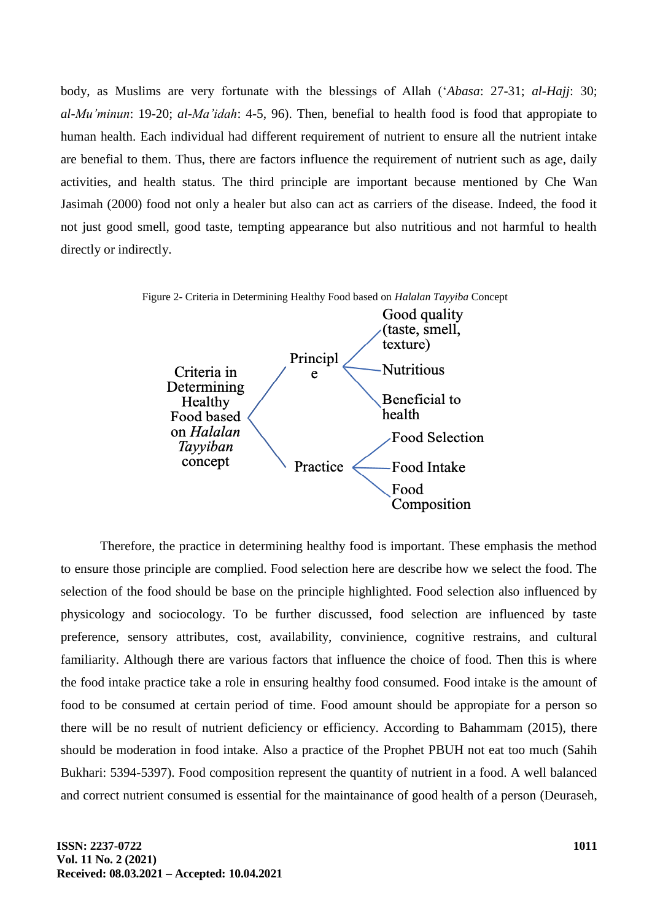body, as Muslims are very fortunate with the blessings of Allah (‘*Abasa*: 27-31; *al-Hajj*: 30; *al-Mu’minun*: 19-20; *al-Ma’idah*: 4-5, 96). Then, benefial to health food is food that appropiate to human health. Each individual had different requirement of nutrient to ensure all the nutrient intake are benefial to them. Thus, there are factors influence the requirement of nutrient such as age, daily activities, and health status. The third principle are important because mentioned by Che Wan Jasimah (2000) food not only a healer but also can act as carriers of the disease. Indeed, the food it not just good smell, good taste, tempting appearance but also nutritious and not harmful to health directly or indirectly.

Figure 2- Criteria in Determining Healthy Food based on *Halalan Tayyiba* Concept

- Criteria in Determining Healthy Food based on *Halalan Tayyiban* concept
  - Principle
    - Good quality (taste, smell, texture)
    - Nutritious
    - Beneficial to health
  - Practice
    - Food Selection
    - Food Intake
    - Food Composition

Therefore, the practice in determining healthy food is important. These emphasis the method to ensure those principle are complied. Food selection here are describe how we select the food. The selection of the food should be base on the principle highlighted. Food selection also influenced by physicology and sociocology. To be further discussed, food selection are influenced by taste preference, sensory attributes, cost, availability, convinience, cognitive restrains, and cultural familiarity. Although there are various factors that influence the choice of food. Then this is where the food intake practice take a role in ensuring healthy food consumed. Food intake is the amount of food to be consumed at certain period of time. Food amount should be appropiate for a person so there will be no result of nutrient deficiency or efficiency. According to Bahammam (2015), there should be moderation in food intake. Also a practice of the Prophet PBUH not eat too much (Sahih Bukhari: 5394-5397). Food composition represent the quantity of nutrient in a food. A well balanced and correct nutrient consumed is essential for the maintainance of good health of a person (Deuraseh,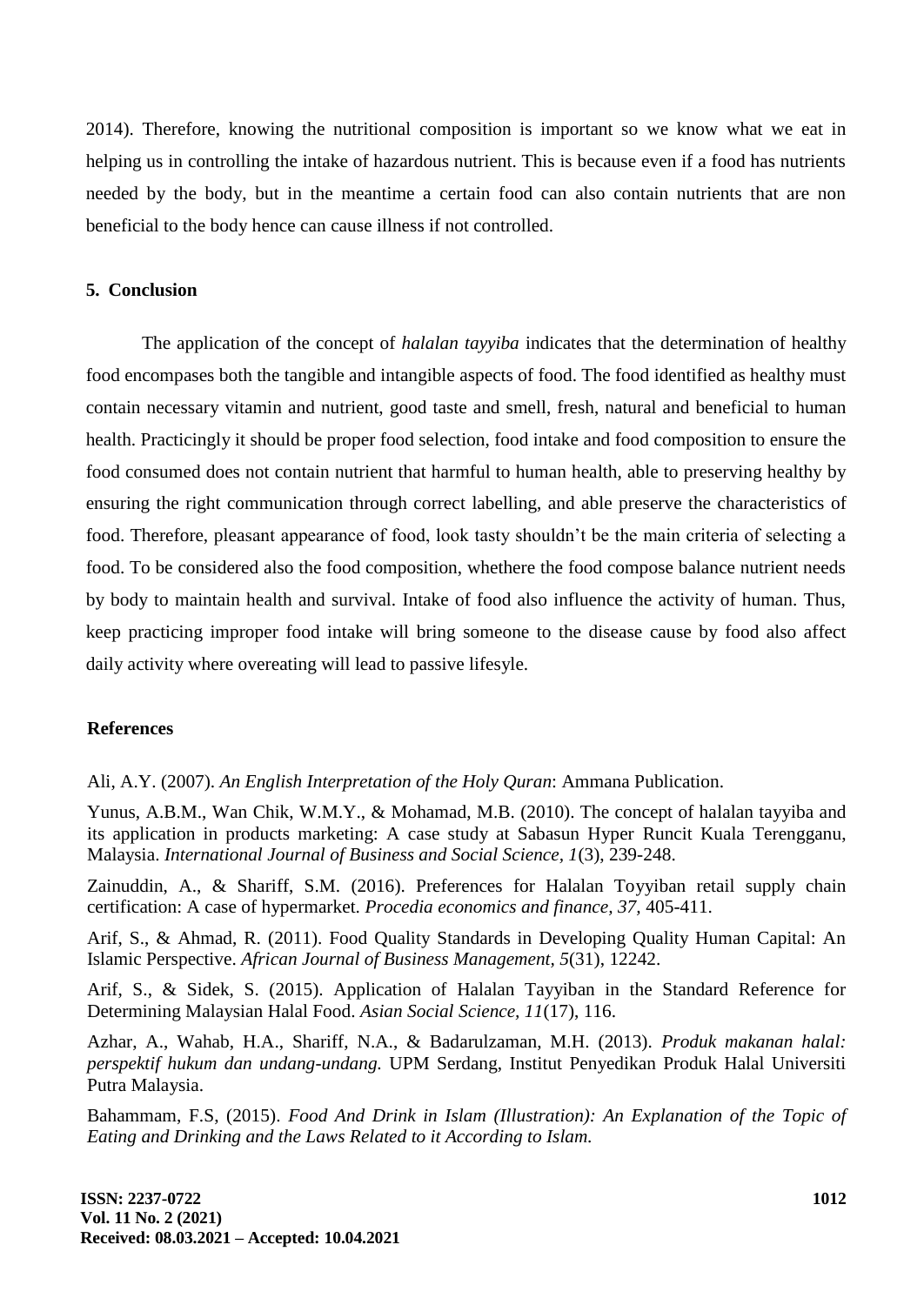2014). Therefore, knowing the nutritional composition is important so we know what we eat in helping us in controlling the intake of hazardous nutrient. This is because even if a food has nutrients needed by the body, but in the meantime a certain food can also contain nutrients that are non beneficial to the body hence can cause illness if not controlled.

## 5. Conclusion

The application of the concept of *halalan tayyiba* indicates that the determination of healthy food encompases both the tangible and intangible aspects of food. The food identified as healthy must contain necessary vitamin and nutrient, good taste and smell, fresh, natural and beneficial to human health. Practicingly it should be proper food selection, food intake and food composition to ensure the food consumed does not contain nutrient that harmful to human health, able to preserving healthy by ensuring the right communication through correct labelling, and able preserve the characteristics of food. Therefore, pleasant appearance of food, look tasty shouldn't be the main criteria of selecting a food. To be considered also the food composition, whethere the food compose balance nutrient needs by body to maintain health and survival. Intake of food also influence the activity of human. Thus, keep practicing improper food intake will bring someone to the disease cause by food also affect daily activity where overeating will lead to passive lifesyle.

## References

Ali, A.Y. (2007). *An English Interpretation of the Holy Quran*: Ammana Publication.

Yunus, A.B.M., Wan Chik, W.M.Y., & Mohamad, M.B. (2010). The concept of halalan tayyiba and its application in products marketing: A case study at Sabasun Hyper Runcit Kuala Terengganu, Malaysia. *International Journal of Business and Social Science, 1*(3), 239-248.

Zainuddin, A., & Shariff, S.M. (2016). Preferences for Halalan Toyyiban retail supply chain certification: A case of hypermarket. *Procedia economics and finance, 37,* 405-411.

Arif, S., & Ahmad, R. (2011). Food Quality Standards in Developing Quality Human Capital: An Islamic Perspective. *African Journal of Business Management, 5*(31), 12242.

Arif, S., & Sidek, S. (2015). Application of Halalan Tayyiban in the Standard Reference for Determining Malaysian Halal Food. *Asian Social Science, 11*(17), 116.

Azhar, A., Wahab, H.A., Shariff, N.A., & Badarulzaman, M.H. (2013). *Produk makanan halal: perspektif hukum dan undang-undang.* UPM Serdang, Institut Penyedikan Produk Halal Universiti Putra Malaysia.

Bahammam, F.S, (2015). *Food And Drink in Islam (Illustration): An Explanation of the Topic of Eating and Drinking and the Laws Related to it According to Islam.*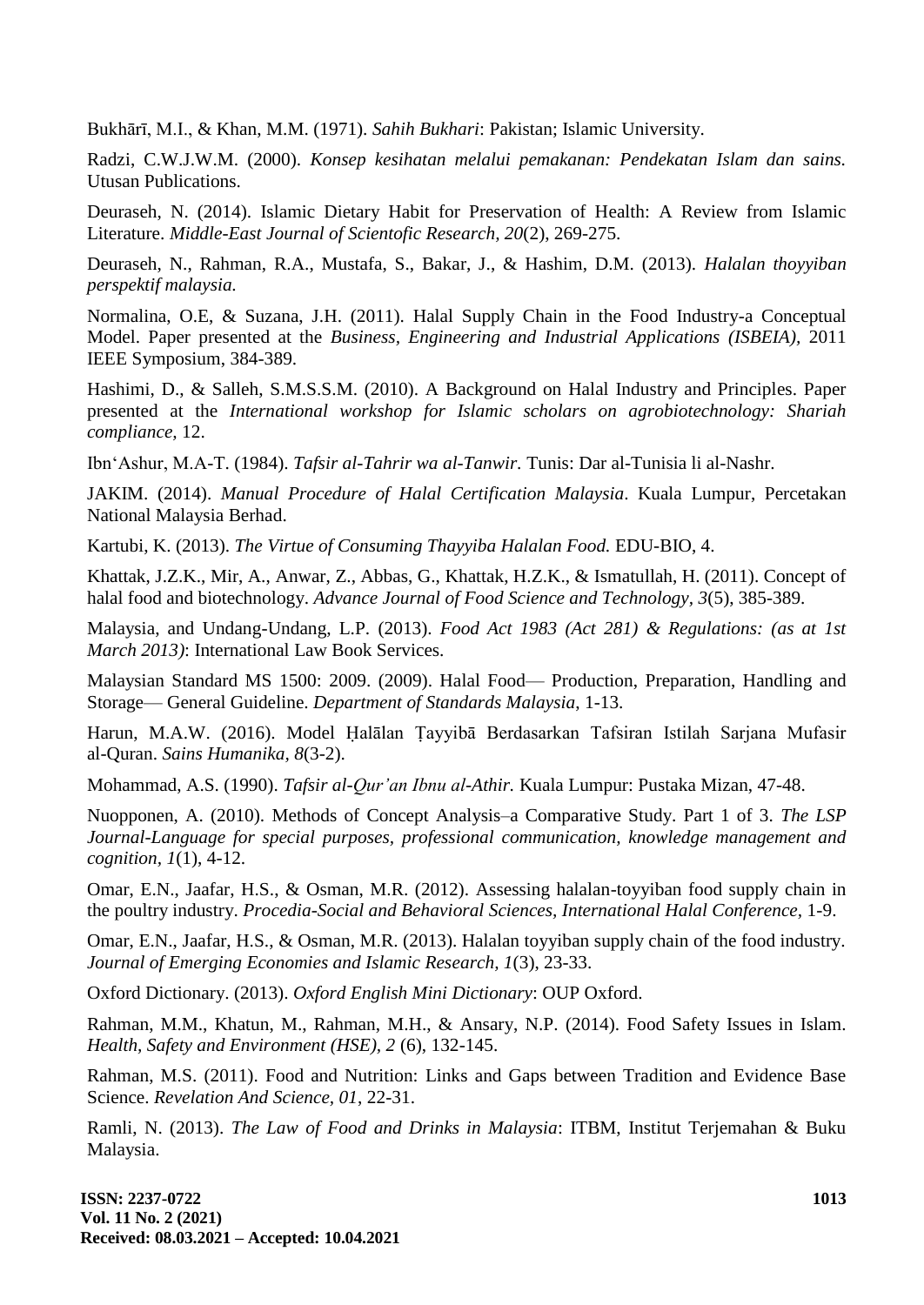Bukhārī, M.I., & Khan, M.M. (1971). *Sahih Bukhari*: Pakistan; Islamic University.

Radzi, C.W.J.W.M. (2000). *Konsep kesihatan melalui pemakanan: Pendekatan Islam dan sains.* Utusan Publications.

Deuraseh, N. (2014). Islamic Dietary Habit for Preservation of Health: A Review from Islamic Literature. *Middle-East Journal of Scientofic Research, 20*(2), 269-275.

Deuraseh, N., Rahman, R.A., Mustafa, S., Bakar, J., & Hashim, D.M. (2013). *Halalan thoyyiban perspektif malaysia.*

Normalina, O.E, & Suzana, J.H. (2011). Halal Supply Chain in the Food Industry-a Conceptual Model. Paper presented at the *Business, Engineering and Industrial Applications (ISBEIA),* 2011 IEEE Symposium, 384-389.

Hashimi, D., & Salleh, S.M.S.S.M. (2010). A Background on Halal Industry and Principles. Paper presented at the *International workshop for Islamic scholars on agrobiotechnology: Shariah compliance,* 12.

Ibn'Ashur, M.A-T. (1984). *Tafsir al-Tahrir wa al-Tanwir.* Tunis: Dar al-Tunisia li al-Nashr.

JAKIM. (2014). *Manual Procedure of Halal Certification Malaysia*. Kuala Lumpur, Percetakan National Malaysia Berhad.

Kartubi, K. (2013). *The Virtue of Consuming Thayyiba Halalan Food.* EDU-BIO, 4.

Khattak, J.Z.K., Mir, A., Anwar, Z., Abbas, G., Khattak, H.Z.K., & Ismatullah, H. (2011). Concept of halal food and biotechnology. *Advance Journal of Food Science and Technology, 3*(5), 385-389.

Malaysia, and Undang-Undang, L.P. (2013). *Food Act 1983 (Act 281) & Regulations: (as at 1st March 2013)*: International Law Book Services.

Malaysian Standard MS 1500: 2009. (2009). Halal Food— Production, Preparation, Handling and Storage— General Guideline. *Department of Standards Malaysia,* 1-13.

Harun, M.A.W. (2016). Model Ḥalālan Ṭayyibā Berdasarkan Tafsiran Istilah Sarjana Mufasir al-Quran. *Sains Humanika, 8*(3-2).

Mohammad, A.S. (1990). *Tafsir al-Qur'an Ibnu al-Athir.* Kuala Lumpur: Pustaka Mizan, 47-48.

Nuopponen, A. (2010). Methods of Concept Analysis–a Comparative Study. Part 1 of 3. *The LSP Journal-Language for special purposes, professional communication, knowledge management and cognition, 1*(1), 4-12.

Omar, E.N., Jaafar, H.S., & Osman, M.R. (2012). Assessing halalan-toyyiban food supply chain in the poultry industry. *Procedia-Social and Behavioral Sciences, International Halal Conference,* 1-9.

Omar, E.N., Jaafar, H.S., & Osman, M.R. (2013). Halalan toyyiban supply chain of the food industry. *Journal of Emerging Economies and Islamic Research, 1*(3), 23-33.

Oxford Dictionary. (2013). *Oxford English Mini Dictionary*: OUP Oxford.

Rahman, M.M., Khatun, M., Rahman, M.H., & Ansary, N.P. (2014). Food Safety Issues in Islam. *Health, Safety and Environment (HSE), 2* (6), 132-145.

Rahman, M.S. (2011). Food and Nutrition: Links and Gaps between Tradition and Evidence Base Science. *Revelation And Science, 01*, 22-31.

Ramli, N. (2013). *The Law of Food and Drinks in Malaysia*: ITBM, Institut Terjemahan & Buku Malaysia.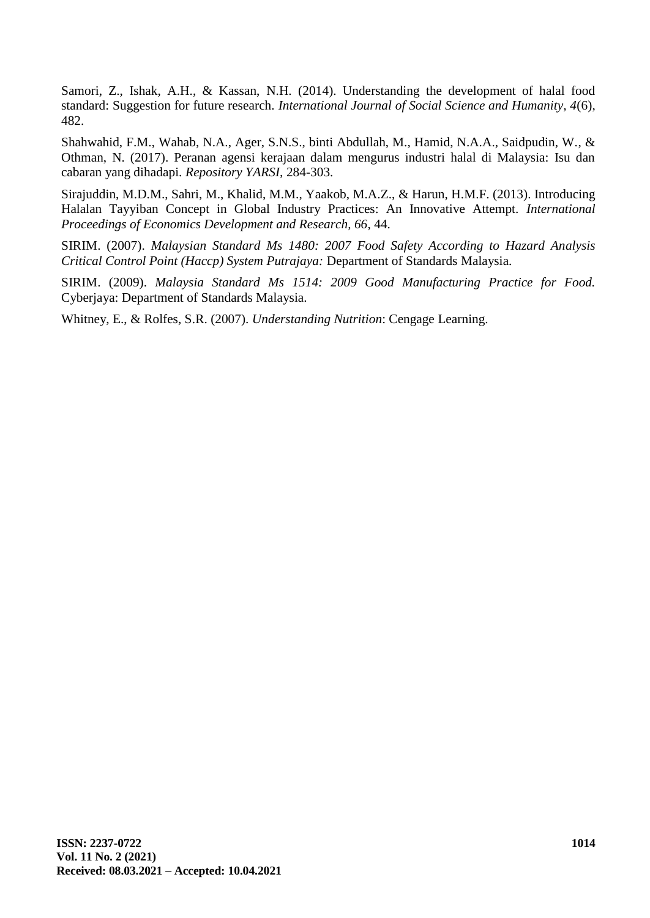Samori, Z., Ishak, A.H., & Kassan, N.H. (2014). Understanding the development of halal food standard: Suggestion for future research. *International Journal of Social Science and Humanity*, *4*(6), 482.

Shahwahid, F.M., Wahab, N.A., Ager, S.N.S., binti Abdullah, M., Hamid, N.A.A., Saidpudin, W., & Othman, N. (2017). Peranan agensi kerajaan dalam mengurus industri halal di Malaysia: Isu dan cabaran yang dihadapi. *Repository YARSI*, 284-303.

Sirajuddin, M.D.M., Sahri, M., Khalid, M.M., Yaakob, M.A.Z., & Harun, H.M.F. (2013). Introducing Halalan Tayyiban Concept in Global Industry Practices: An Innovative Attempt. *International Proceedings of Economics Development and Research*, *66*, 44.

SIRIM. (2007). *Malaysian Standard Ms 1480: 2007 Food Safety According to Hazard Analysis Critical Control Point (Haccp) System Putrajaya:* Department of Standards Malaysia.

SIRIM. (2009). *Malaysia Standard Ms 1514: 2009 Good Manufacturing Practice for Food.* Cyberjaya: Department of Standards Malaysia.

Whitney, E., & Rolfes, S.R. (2007). *Understanding Nutrition*: Cengage Learning.